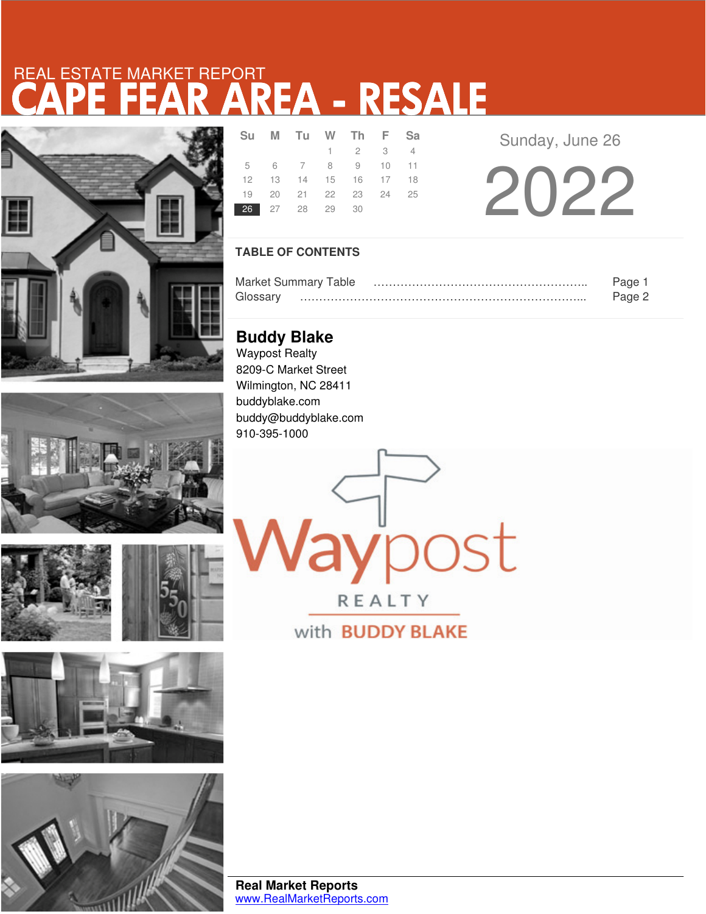REAL ESTATE MARKET REPORT

# CAPE FEAR AREA - RESALE

| Su | M | Tu | W | Th | F | Sa |
|---|---|---|---|---|---|---|
| | | | 1 | 2 | 3 | 4 |
| 5 | 6 | 7 | 8 | 9 | 10 | 11 |
| 12 | 13 | 14 | 15 | 16 | 17 | 18 |
| 19 | 20 | 21 | 22 | 23 | 24 | 25 |
| 26 | 27 | 28 | 29 | 30 | | |

Sunday, June 26

# 2022

## TABLE OF CONTENTS

Market Summary Table ………………………………………………….. Page 1
Glossary ……………………………………………………………………... Page 2

## Buddy Blake

Waypost Realty
8209-C Market Street
Wilmington, NC 28411
buddyblake.com
buddy@buddyblake.com
910-395-1000

Waypost REALTY with BUDDY BLAKE

**Real Market Reports**
www.RealMarketReports.com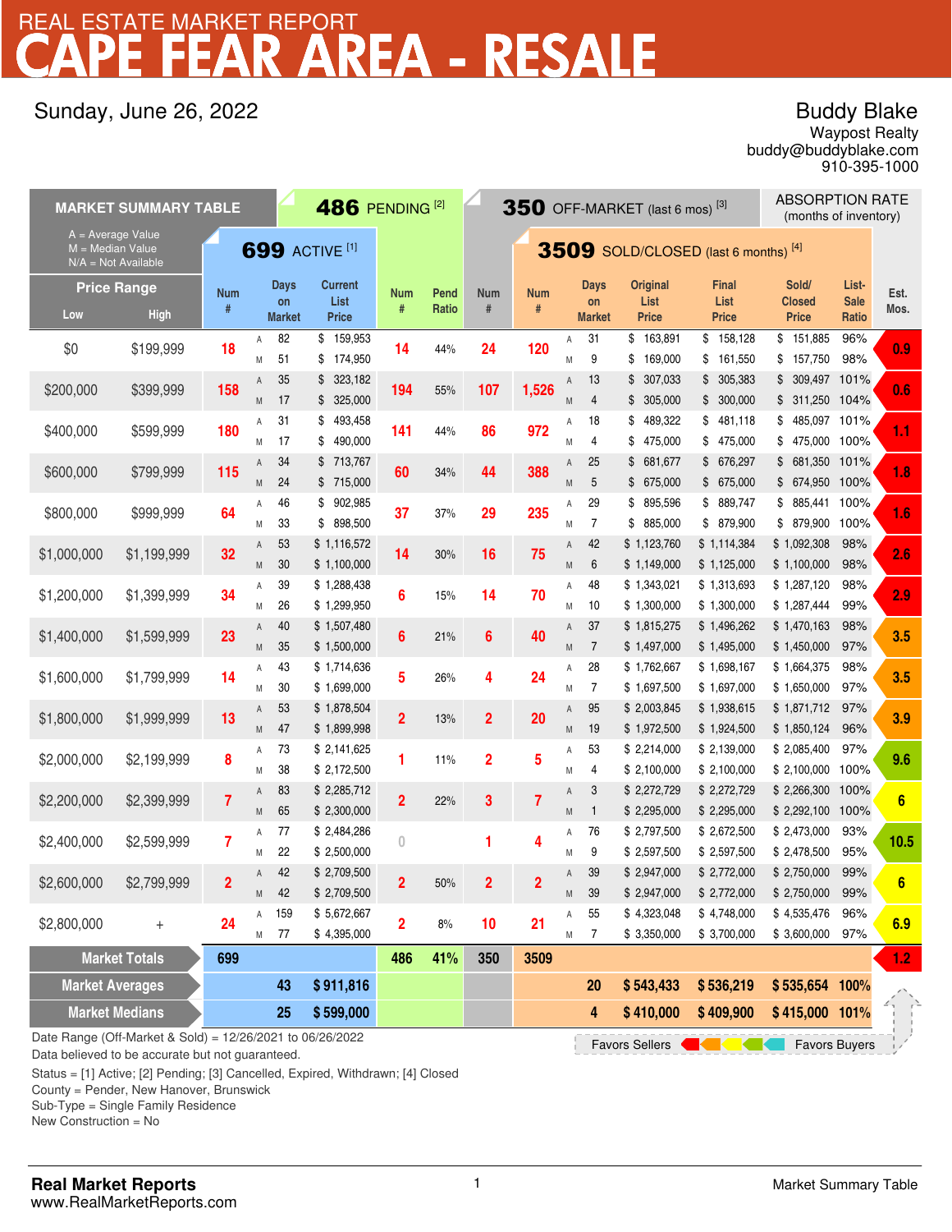# REAL ESTATE MARKET REPORT
# CAPE FEAR AREA - RESALE

Sunday, June 26, 2022

**Buddy Blake**
Waypost Realty
buddy@buddyblake.com
910-395-1000

## MARKET SUMMARY TABLE

A = Average Value
M = Median Value
N/A = Not Available

| Price Range Low | Price Range High | 699 ACTIVE [1] Num # | | Days on Market | Current List Price | 486 PENDING [2] Num # | Pend Ratio | 350 OFF-MARKET (last 6 mos) [3] Num # | 3509 SOLD/CLOSED (last 6 months) [4] Num # | | Days on Market | Original List Price | Final List Price | Sold/ Closed Price | List-Sale Ratio | ABSORPTION RATE (months of inventory) Est. Mos. |
|---|---|---|---|---|---|---|---|---|---|---|---|---|---|---|---|---|
| $0 | $199,999 | 18 | A | 82 | $ 159,953 | 14 | 44% | 24 | 120 | A | 31 | $ 163,891 | $ 158,128 | $ 151,885 | 96% | 0.9 |
| | | | M | 51 | $ 174,950 | | | | | M | 9 | $ 169,000 | $ 161,550 | $ 157,750 | 98% | |
| $200,000 | $399,999 | 158 | A | 35 | $ 323,182 | 194 | 55% | 107 | 1,526 | A | 13 | $ 307,033 | $ 305,383 | $ 309,497 | 101% | 0.6 |
| | | | M | 17 | $ 325,000 | | | | | M | 4 | $ 305,000 | $ 300,000 | $ 311,250 | 104% | |
| $400,000 | $599,999 | 180 | A | 31 | $ 493,458 | 141 | 44% | 86 | 972 | A | 18 | $ 489,322 | $ 481,118 | $ 485,097 | 101% | 1.1 |
| | | | M | 17 | $ 490,000 | | | | | M | 4 | $ 475,000 | $ 475,000 | $ 475,000 | 100% | |
| $600,000 | $799,999 | 115 | A | 34 | $ 713,767 | 60 | 34% | 44 | 388 | A | 25 | $ 681,677 | $ 676,297 | $ 681,350 | 101% | 1.8 |
| | | | M | 24 | $ 715,000 | | | | | M | 5 | $ 675,000 | $ 675,000 | $ 674,950 | 100% | |
| $800,000 | $999,999 | 64 | A | 46 | $ 902,985 | 37 | 37% | 29 | 235 | A | 29 | $ 895,596 | $ 889,747 | $ 885,441 | 100% | 1.6 |
| | | | M | 33 | $ 898,500 | | | | | M | 7 | $ 885,000 | $ 879,900 | $ 879,900 | 100% | |
| $1,000,000 | $1,199,999 | 32 | A | 53 | $ 1,116,572 | 14 | 30% | 16 | 75 | A | 42 | $ 1,123,760 | $ 1,114,384 | $ 1,092,308 | 98% | 2.6 |
| | | | M | 30 | $ 1,100,000 | | | | | M | 6 | $ 1,149,000 | $ 1,125,000 | $ 1,100,000 | 98% | |
| $1,200,000 | $1,399,999 | 34 | A | 39 | $ 1,288,438 | 6 | 15% | 14 | 70 | A | 48 | $ 1,343,021 | $ 1,313,693 | $ 1,287,120 | 98% | 2.9 |
| | | | M | 26 | $ 1,299,950 | | | | | M | 10 | $ 1,300,000 | $ 1,300,000 | $ 1,287,444 | 99% | |
| $1,400,000 | $1,599,999 | 23 | A | 40 | $ 1,507,480 | 6 | 21% | 6 | 40 | A | 37 | $ 1,815,275 | $ 1,496,262 | $ 1,470,163 | 98% | 3.5 |
| | | | M | 35 | $ 1,500,000 | | | | | M | 7 | $ 1,497,000 | $ 1,495,000 | $ 1,450,000 | 97% | |
| $1,600,000 | $1,799,999 | 14 | A | 43 | $ 1,714,636 | 5 | 26% | 4 | 24 | A | 28 | $ 1,762,667 | $ 1,698,167 | $ 1,664,375 | 98% | 3.5 |
| | | | M | 30 | $ 1,699,000 | | | | | M | 7 | $ 1,697,500 | $ 1,697,000 | $ 1,650,000 | 97% | |
| $1,800,000 | $1,999,999 | 13 | A | 53 | $ 1,878,504 | 2 | 13% | 2 | 20 | A | 95 | $ 2,003,845 | $ 1,938,615 | $ 1,871,712 | 97% | 3.9 |
| | | | M | 47 | $ 1,899,998 | | | | | M | 19 | $ 1,972,500 | $ 1,924,500 | $ 1,850,124 | 96% | |
| $2,000,000 | $2,199,999 | 8 | A | 73 | $ 2,141,625 | 1 | 11% | 2 | 5 | A | 53 | $ 2,214,000 | $ 2,139,000 | $ 2,085,400 | 97% | 9.6 |
| | | | M | 38 | $ 2,172,500 | | | | | M | 4 | $ 2,100,000 | $ 2,100,000 | $ 2,100,000 | 100% | |
| $2,200,000 | $2,399,999 | 7 | A | 83 | $ 2,285,712 | 2 | 22% | 3 | 7 | A | 3 | $ 2,272,729 | $ 2,272,729 | $ 2,266,300 | 100% | 6 |
| | | | M | 65 | $ 2,300,000 | | | | | M | 1 | $ 2,295,000 | $ 2,295,000 | $ 2,292,100 | 100% | |
| $2,400,000 | $2,599,999 | 7 | A | 77 | $ 2,484,286 | 0 | | 1 | 4 | A | 76 | $ 2,797,500 | $ 2,672,500 | $ 2,473,000 | 93% | 10.5 |
| | | | M | 22 | $ 2,500,000 | | | | | M | 9 | $ 2,597,500 | $ 2,597,500 | $ 2,478,500 | 95% | |
| $2,600,000 | $2,799,999 | 2 | A | 42 | $ 2,709,500 | 2 | 50% | 2 | 2 | A | 39 | $ 2,947,000 | $ 2,772,000 | $ 2,750,000 | 99% | 6 |
| | | | M | 42 | $ 2,709,500 | | | | | M | 39 | $ 2,947,000 | $ 2,772,000 | $ 2,750,000 | 99% | |
| $2,800,000 | + | 24 | A | 159 | $ 5,672,667 | 2 | 8% | 10 | 21 | A | 55 | $ 4,323,048 | $ 4,748,000 | $ 4,535,476 | 96% | 6.9 |
| | | | M | 77 | $ 4,395,000 | | | | | M | 7 | $ 3,350,000 | $ 3,700,000 | $ 3,600,000 | 97% | |
| **Market Totals** | | 699 | | | | 486 | 41% | 350 | 3509 | | | | | | | 1.2 |
| **Market Averages** | | | | 43 | $ 911,816 | | | | | | 20 | $ 543,433 | $ 536,219 | $ 535,654 | 100% | |
| **Market Medians** | | | | 25 | $ 599,000 | | | | | | 4 | $ 410,000 | $ 409,900 | $ 415,000 | 101% | |

Favors Sellers ← → Favors Buyers

Date Range (Off-Market & Sold) = 12/26/2021 to 06/26/2022
Data believed to be accurate but not guaranteed.

Status = [1] Active; [2] Pending; [3] Cancelled, Expired, Withdrawn; [4] Closed
County = Pender, New Hanover, Brunswick
Sub-Type = Single Family Residence
New Construction = No

**Real Market Reports**
www.RealMarketReports.com

Market Summary Table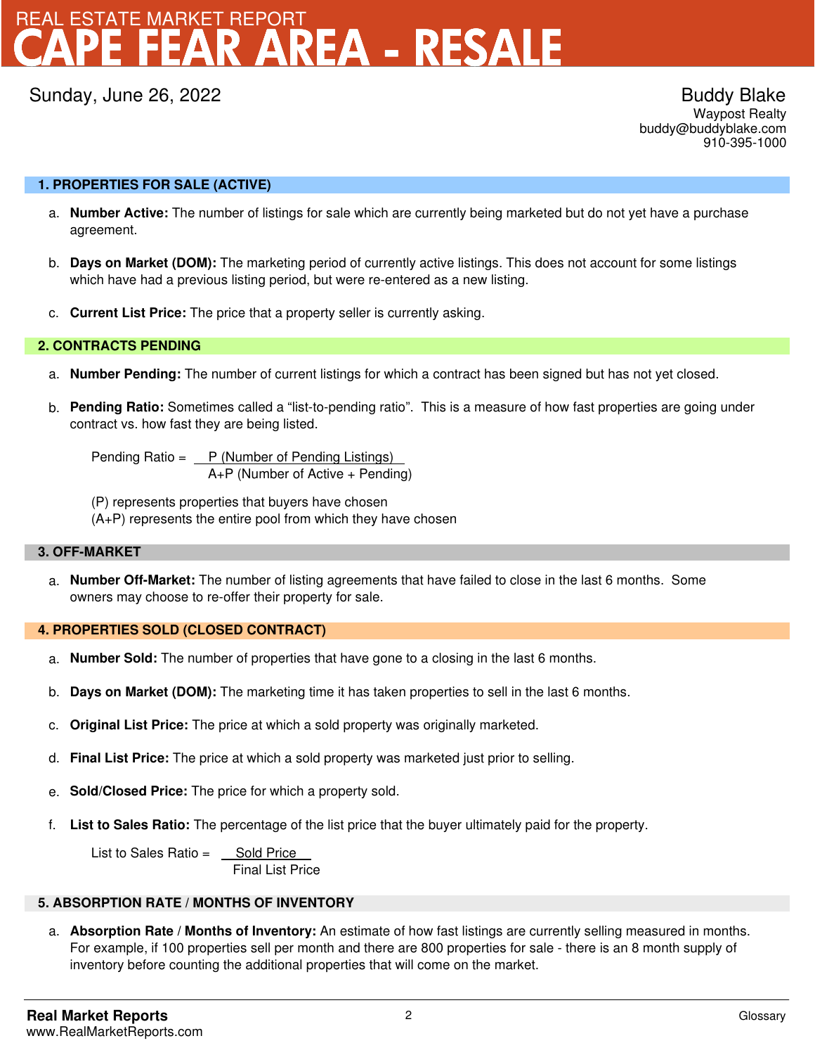# REAL ESTATE MARKET REPORT
# CAPE FEAR AREA - RESALE

Sunday, June 26, 2022

Buddy Blake
Waypost Realty
buddy@buddyblake.com
910-395-1000

## 1. PROPERTIES FOR SALE (ACTIVE)

a. **Number Active:** The number of listings for sale which are currently being marketed but do not yet have a purchase agreement.

b. **Days on Market (DOM):** The marketing period of currently active listings. This does not account for some listings which have had a previous listing period, but were re-entered as a new listing.

c. **Current List Price:** The price that a property seller is currently asking.

## 2. CONTRACTS PENDING

a. **Number Pending:** The number of current listings for which a contract has been signed but has not yet closed.

b. **Pending Ratio:** Sometimes called a "list-to-pending ratio". This is a measure of how fast properties are going under contract vs. how fast they are being listed.

$$\text{Pending Ratio} = \frac{\text{P (Number of Pending Listings)}}{\text{A+P (Number of Active + Pending)}}$$

(P) represents properties that buyers have chosen
(A+P) represents the entire pool from which they have chosen

## 3. OFF-MARKET

a. **Number Off-Market:** The number of listing agreements that have failed to close in the last 6 months. Some owners may choose to re-offer their property for sale.

## 4. PROPERTIES SOLD (CLOSED CONTRACT)

a. **Number Sold:** The number of properties that have gone to a closing in the last 6 months.

b. **Days on Market (DOM):** The marketing time it has taken properties to sell in the last 6 months.

c. **Original List Price:** The price at which a sold property was originally marketed.

d. **Final List Price:** The price at which a sold property was marketed just prior to selling.

e. **Sold/Closed Price:** The price for which a property sold.

f. **List to Sales Ratio:** The percentage of the list price that the buyer ultimately paid for the property.

$$\text{List to Sales Ratio} = \frac{\text{Sold Price}}{\text{Final List Price}}$$

## 5. ABSORPTION RATE / MONTHS OF INVENTORY

a. **Absorption Rate / Months of Inventory:** An estimate of how fast listings are currently selling measured in months. For example, if 100 properties sell per month and there are 800 properties for sale - there is an 8 month supply of inventory before counting the additional properties that will come on the market.

**Real Market Reports**
www.RealMarketReports.com

Glossary